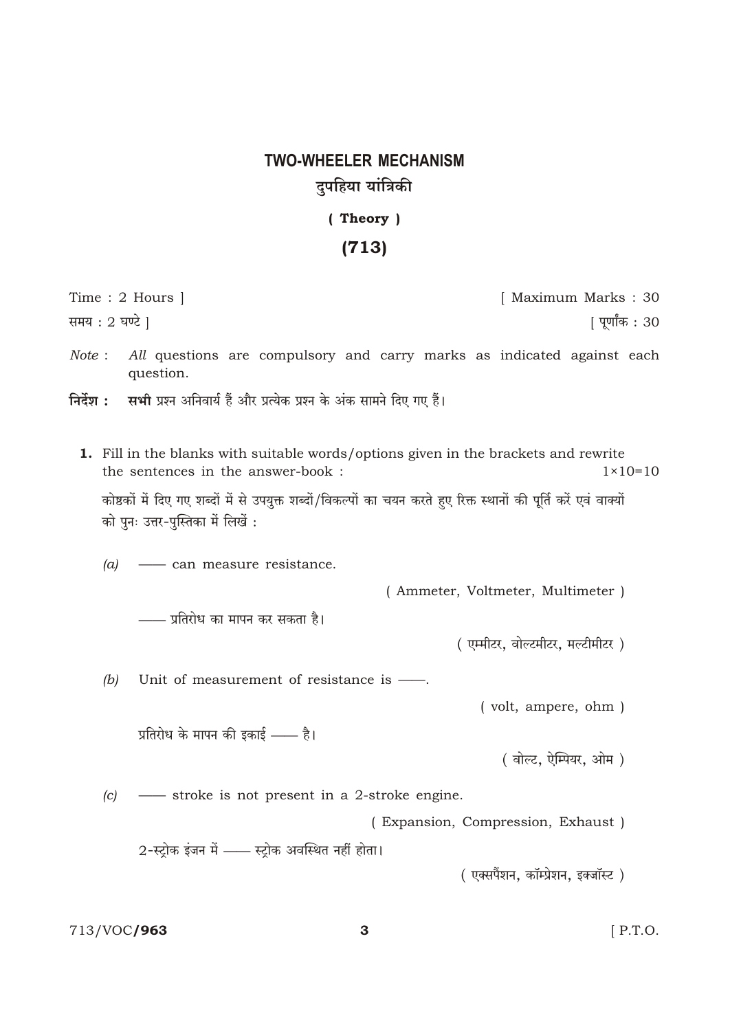# TWO-WHEELER MECHANISM

## दुपहिया यांत्रिकी

**( Theory )**

**(713)**

Time : 2 Hours ] [ Maximum Marks : 30

समय : 2 घण्टे ] [ पूर्णांक : 30

*Note* : *All* questions are compulsory and carry marks as indicated against each question.

**निर्देश : सभी** प्रश्न अनिवार्य हैं और प्रत्येक प्रश्न के अंक सामने दिए गए हैं।

**1.** Fill in the blanks with suitable words/options given in the brackets and rewrite the sentences in the answer-book : $1 \times 10 = 10$

कोष्ठकों में दिए गए शब्दों में से उपयुक्त शब्दों/विकल्पों का चयन करते हुए रिक्त स्थानों की पूर्ति करें एवं वाक्यों को पुनः उत्तर-पुस्तिका में लिखें :

*(a)* —— can measure resistance.

( Ammeter, Voltmeter, Multimeter )

—— प्रतिरोध का मापन कर सकता है।

( एम्मीटर, वोल्टमीटर, मल्टीमीटर )

*(b)* Unit of measurement of resistance is ——.

( volt, ampere, ohm )

प्रतिरोध के मापन की इकाई —— है।

( वोल्ट, ऐम्पियर, ओम )

*(c)* —— stroke is not present in a 2-stroke engine.

( Expansion, Compression, Exhaust )

2-स्ट्रोक इंजन में —— स्ट्रोक अवस्थित नहीं होता।

( एक्सपैंशन, कॉम्प्रेशन, इक्जॉस्ट )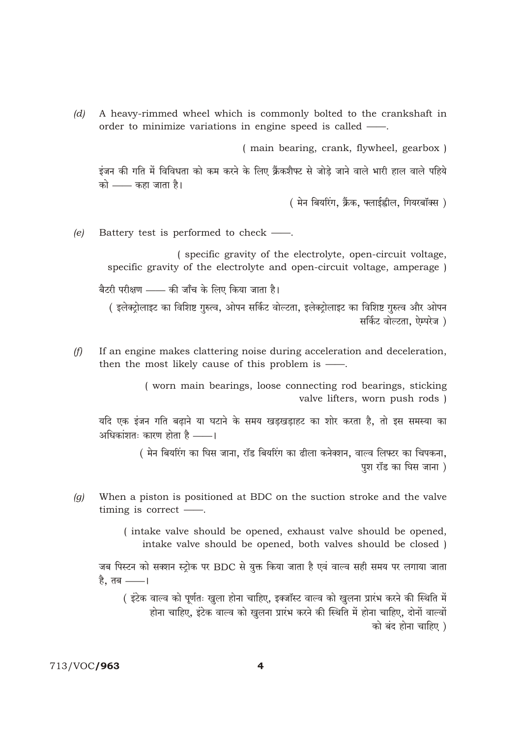*(d)* A heavy-rimmed wheel which is commonly bolted to the crankshaft in order to minimize variations in engine speed is called ——.

( main bearing, crank, flywheel, gearbox )

इंजन की गति में विविधता को कम करने के लिए क्रैंकशैफ्ट से जोड़े जाने वाले भारी हाल वाले पहिये को —— कहा जाता है।

( मेन बियरिंग, क्रैंक, फ्लाईह्वील, गियरबॉक्स )

*(e)* Battery test is performed to check ——.

( specific gravity of the electrolyte, open-circuit voltage, specific gravity of the electrolyte and open-circuit voltage, amperage )

बैटरी परीक्षण —— की जाँच के लिए किया जाता है।

( इलेक्ट्रोलाइट का विशिष्ट गुरुत्व, ओपन सर्किट वोल्टता, इलेक्ट्रोलाइट का विशिष्ट गुरुत्व और ओपन सर्किट वोल्टता, ऐम्परेज )

*(f)* If an engine makes clattering noise during acceleration and deceleration, then the most likely cause of this problem is ——.

( worn main bearings, loose connecting rod bearings, sticking valve lifters, worn push rods )

यदि एक इंजन गति बढ़ाने या घटाने के समय खड़खड़ाहट का शोर करता है, तो इस समस्या का अधिकांशतः कारण होता है ——।

( मेन बियरिंग का घिस जाना, रॉड बियरिंग का ढीला कनेक्शन, वाल्व लिफ्टर का चिपकना, पुश रॉड का घिस जाना )

*(g)* When a piston is positioned at BDC on the suction stroke and the valve timing is correct ——.

( intake valve should be opened, exhaust valve should be opened, intake valve should be opened, both valves should be closed )

जब पिस्टन को सक्शन स्ट्रोक पर BDC से युक्त किया जाता है एवं वाल्व सही समय पर लगाया जाता है, तब ——।

( इंटेक वाल्व को पूर्णतः खुला होना चाहिए, इक्जॉस्ट वाल्व को खुलना प्रारंभ करने की स्थिति में होना चाहिए, इंटेक वाल्व को खुलना प्रारंभ करने की स्थिति में होना चाहिए, दोनों वाल्वों को बंद होना चाहिए )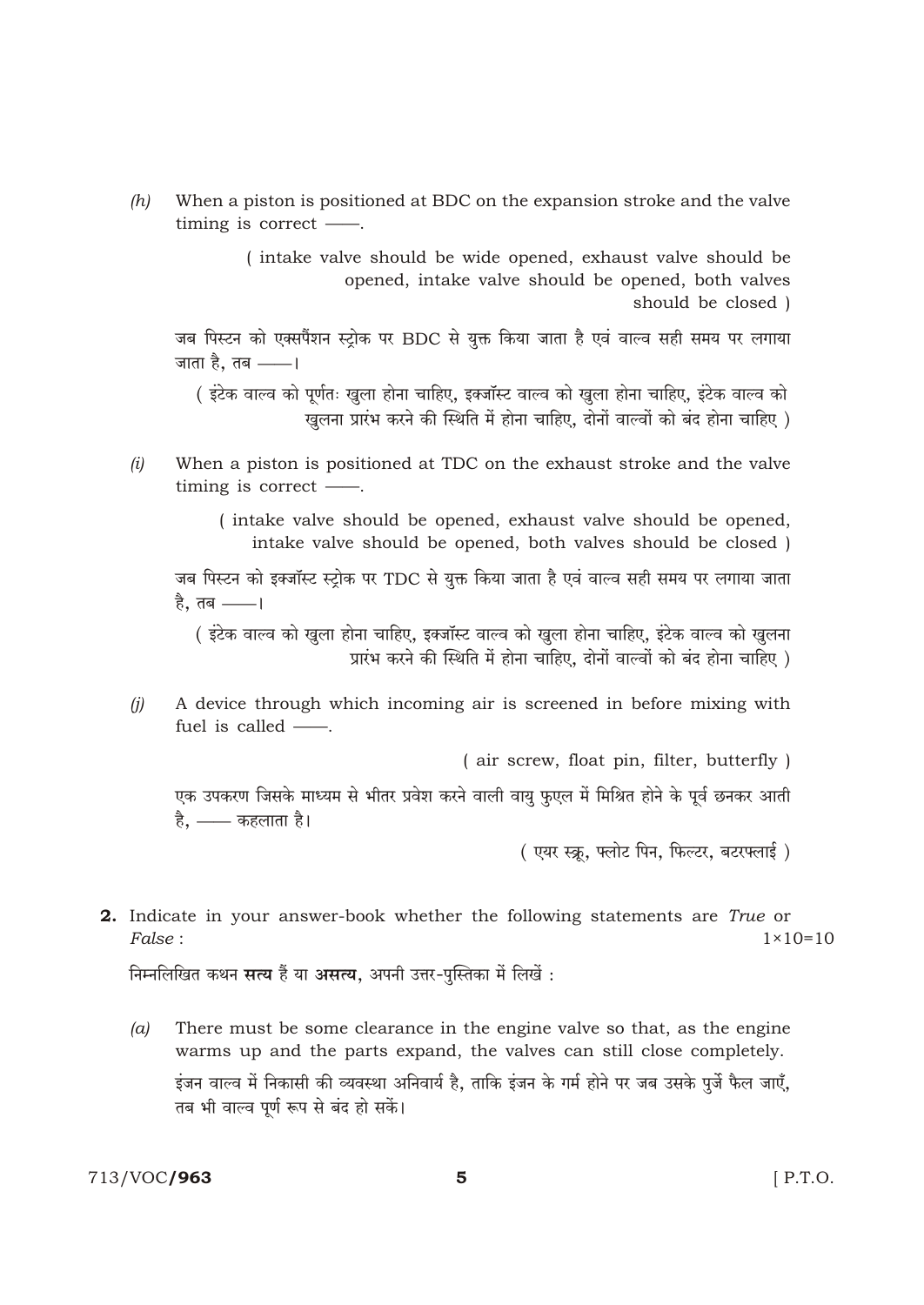*(h)* When a piston is positioned at BDC on the expansion stroke and the valve timing is correct ——.

( intake valve should be wide opened, exhaust valve should be opened, intake valve should be opened, both valves should be closed )

जब पिस्टन को एक्सपैंशन स्ट्रोक पर BDC से युक्त किया जाता है एवं वाल्व सही समय पर लगाया जाता है, तब ——।

( इंटेक वाल्व को पूर्णतः खुला होना चाहिए, इक्जॉस्ट वाल्व को खुला होना चाहिए, इंटेक वाल्व को खुलना प्रारंभ करने की स्थिति में होना चाहिए, दोनों वाल्वों को बंद होना चाहिए )

*(i)* When a piston is positioned at TDC on the exhaust stroke and the valve timing is correct ——.

( intake valve should be opened, exhaust valve should be opened, intake valve should be opened, both valves should be closed )

जब पिस्टन को इक्जॉस्ट स्ट्रोक पर TDC से युक्त किया जाता है एवं वाल्व सही समय पर लगाया जाता है, तब ——।

( इंटेक वाल्व को खुला होना चाहिए, इक्जॉस्ट वाल्व को खुला होना चाहिए, इंटेक वाल्व को खुलना प्रारंभ करने की स्थिति में होना चाहिए, दोनों वाल्वों को बंद होना चाहिए )

*(j)* A device through which incoming air is screened in before mixing with fuel is called ——.

( air screw, float pin, filter, butterfly )

एक उपकरण जिसके माध्यम से भीतर प्रवेश करने वाली वायु फुएल में मिश्रित होने के पूर्व छनकर आती है, —— कहलाता है।

( एयर स्क्रू, फ्लोट पिन, फिल्टर, बटरफ्लाई )

**2.** Indicate in your answer-book whether the following statements are *True* or *False* : 1×10=10

निम्नलिखित कथन **सत्य** हैं या **असत्य**, अपनी उत्तर-पुस्तिका में लिखें :

*(a)* There must be some clearance in the engine valve so that, as the engine warms up and the parts expand, the valves can still close completely.

इंजन वाल्व में निकासी की व्यवस्था अनिवार्य है, ताकि इंजन के गर्म होने पर जब उसके पुर्जे फैल जाएँ, तब भी वाल्व पूर्ण रूप से बंद हो सकें।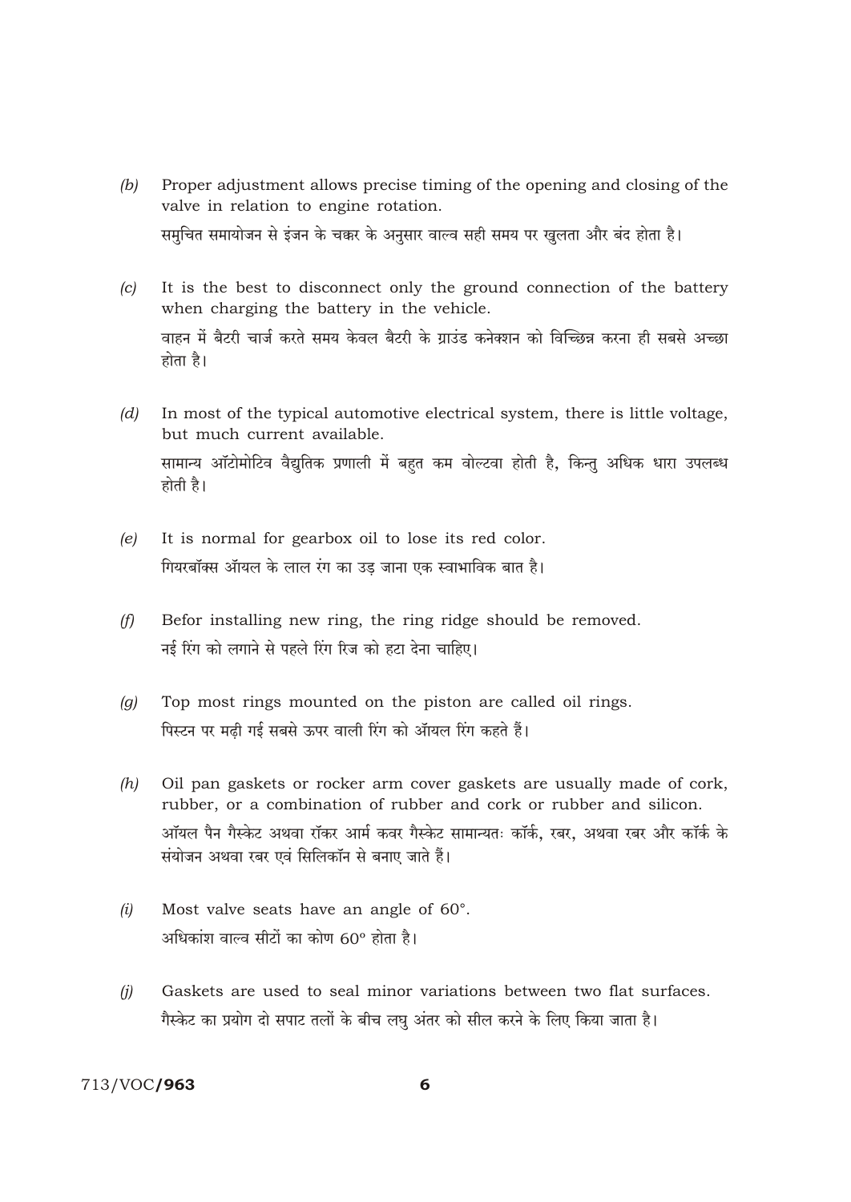(*b*) Proper adjustment allows precise timing of the opening and closing of the valve in relation to engine rotation.

समुचित समायोजन से इंजन के चक्कर के अनुसार वाल्व सही समय पर खुलता और बंद होता है।

(*c*) It is the best to disconnect only the ground connection of the battery when charging the battery in the vehicle.

वाहन में बैटरी चार्ज करते समय केवल बैटरी के ग्राउंड कनेक्शन को विच्छिन्न करना ही सबसे अच्छा होता है।

(*d*) In most of the typical automotive electrical system, there is little voltage, but much current available.

सामान्य ऑटोमोटिव वैद्युतिक प्रणाली में बहुत कम वोल्टवा होती है, किन्तु अधिक धारा उपलब्ध होती है।

(*e*) It is normal for gearbox oil to lose its red color.

गियरबॉक्स ऑयल के लाल रंग का उड़ जाना एक स्वाभाविक बात है।

(*f*) Befor installing new ring, the ring ridge should be removed.

नई रिंग को लगाने से पहले रिंग रिज को हटा देना चाहिए।

(*g*) Top most rings mounted on the piston are called oil rings.

पिस्टन पर मढ़ी गई सबसे ऊपर वाली रिंग को ऑयल रिंग कहते हैं।

(*h*) Oil pan gaskets or rocker arm cover gaskets are usually made of cork, rubber, or a combination of rubber and cork or rubber and silicon.

ऑयल पैन गैस्केट अथवा रॉकर आर्म कवर गैस्केट सामान्यतः कॉर्क, रबर, अथवा रबर और कॉर्क के संयोजन अथवा रबर एवं सिलिकॉन से बनाए जाते हैं।

(*i*) Most valve seats have an angle of 60°.

अधिकांश वाल्व सीटों का कोण 60° होता है।

(*j*) Gaskets are used to seal minor variations between two flat surfaces.

गैस्केट का प्रयोग दो सपाट तलों के बीच लघु अंतर को सील करने के लिए किया जाता है।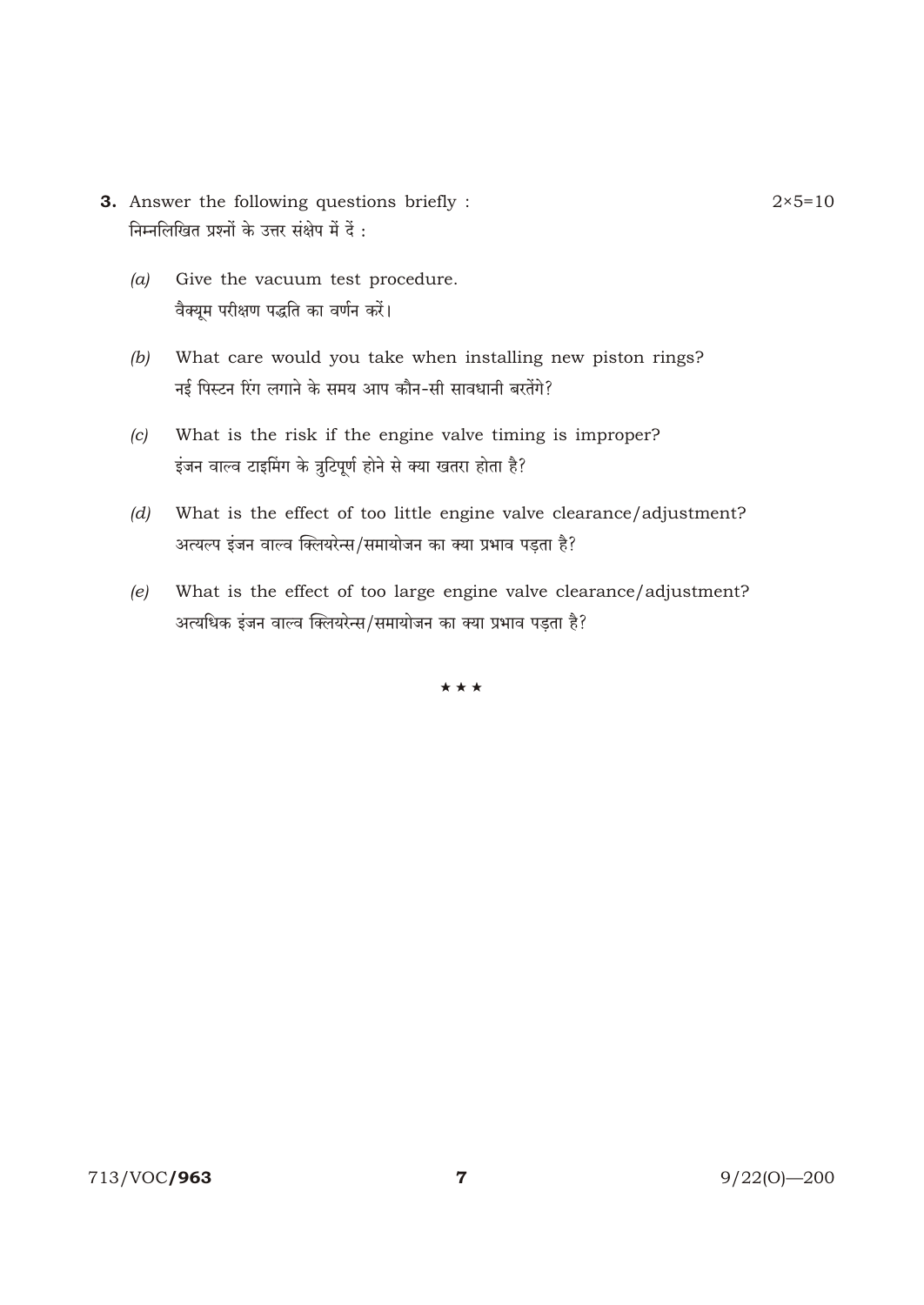**3.** Answer the following questions briefly : 2×5=10

निम्नलिखित प्रश्नों के उत्तर संक्षेप में दें :

*(a)* Give the vacuum test procedure.

वैक्यूम परीक्षण पद्धति का वर्णन करें।

*(b)* What care would you take when installing new piston rings?

नई पिस्टन रिंग लगाने के समय आप कौन-सी सावधानी बरतेंगे?

*(c)* What is the risk if the engine valve timing is improper?

इंजन वाल्व टाइमिंग के त्रुटिपूर्ण होने से क्या खतरा होता है?

*(d)* What is the effect of too little engine valve clearance/adjustment?

अत्यल्प इंजन वाल्व क्लियरेन्स/समायोजन का क्या प्रभाव पड़ता है?

*(e)* What is the effect of too large engine valve clearance/adjustment?

अत्यधिक इंजन वाल्व क्लियरेन्स/समायोजन का क्या प्रभाव पड़ता है?

★ ★ ★